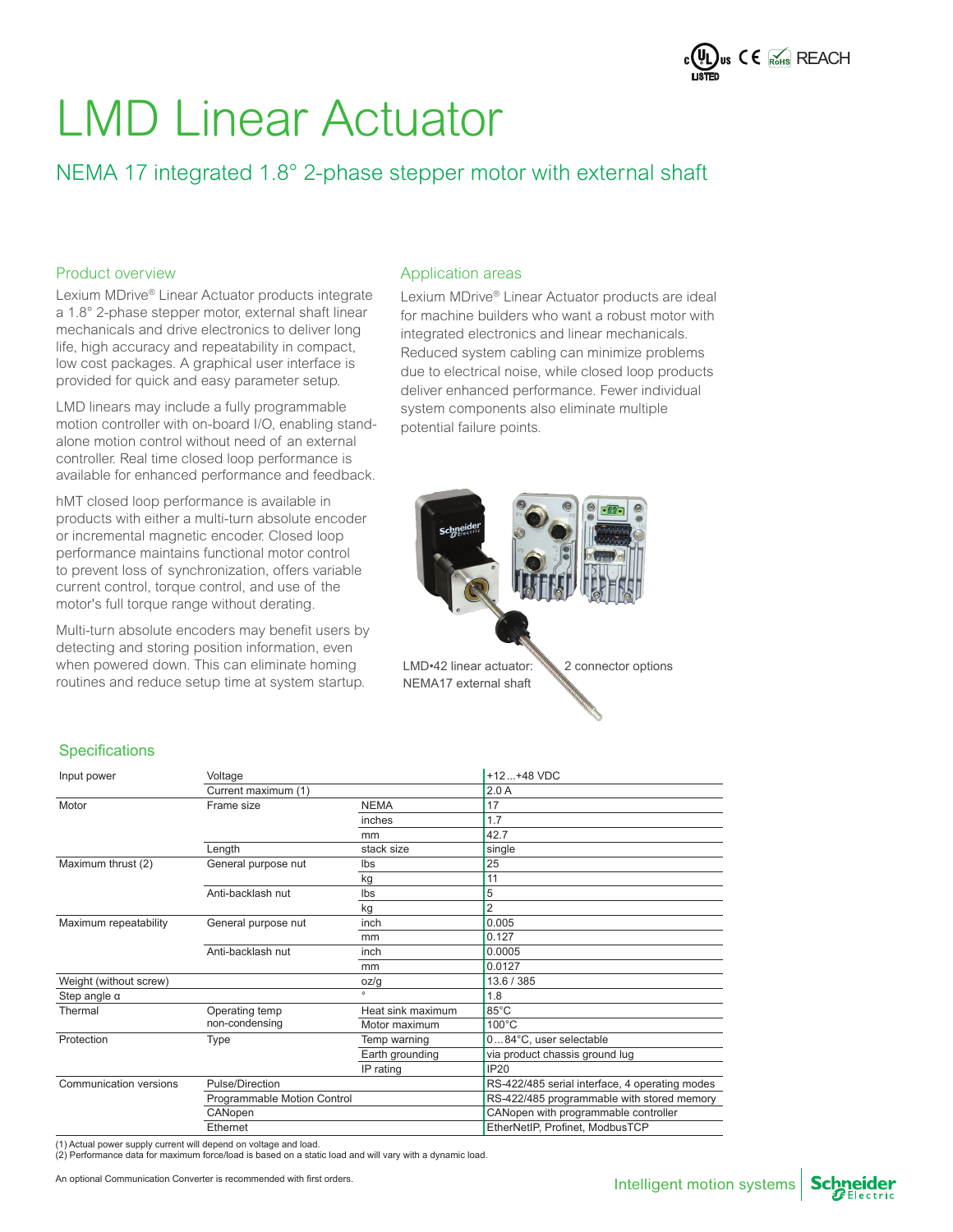# LMD Linear Actuator

## NEMA 17 integrated 1.8° 2-phase stepper motor with external shaft

### Product overview

Lexium MDrive® Linear Actuator products integrate a 1.8° 2-phase stepper motor, external shaft linear mechanicals and drive electronics to deliver long life, high accuracy and repeatability in compact, low cost packages. A graphical user interface is provided for quick and easy parameter setup.

LMD linears may include a fully programmable motion controller with on-board I/O, enabling stand-alone motion control without need of an external controller. Real time closed loop performance is available for enhanced performance and feedback.

hMT closed loop performance is available in products with either a multi-turn absolute encoder or incremental magnetic encoder. Closed loop performance maintains functional motor control to prevent loss of synchronization, offers variable current control, torque control, and use of the motor's full torque range without derating.

Multi-turn absolute encoders may benefit users by detecting and storing position information, even when powered down. This can eliminate homing routines and reduce setup time at system startup.

### Application areas

Lexium MDrive® Linear Actuator products are ideal for machine builders who want a robust motor with integrated electronics and linear mechanicals. Reduced system cabling can minimize problems due to electrical noise, while closed loop products deliver enhanced performance. Fewer individual system components also eliminate multiple potential failure points.

LMD•42 linear actuator: NEMA17 external shaft

2 connector options

### Specifications

| | | | |
|---|---|---|---|
| Input power | Voltage | | +12...+48 VDC |
| | Current maximum (1) | | 2.0 A |
| Motor | Frame size | NEMA | 17 |
| | | inches | 1.7 |
| | | mm | 42.7 |
| | Length | stack size | single |
| Maximum thrust (2) | General purpose nut | lbs | 25 |
| | | kg | 11 |
| | Anti-backlash nut | lbs | 5 |
| | | kg | 2 |
| Maximum repeatability | General purpose nut | inch | 0.005 |
| | | mm | 0.127 |
| | Anti-backlash nut | inch | 0.0005 |
| | | mm | 0.0127 |
| Weight (without screw) | | oz/g | 13.6 / 385 |
| Step angle α | | ° | 1.8 |
| Thermal | Operating temp non-condensing | Heat sink maximum | 85°C |
| | | Motor maximum | 100°C |
| Protection | Type | Temp warning | 0…84°C, user selectable |
| | | Earth grounding | via product chassis ground lug |
| | | IP rating | IP20 |
| Communication versions | Pulse/Direction | | RS-422/485 serial interface, 4 operating modes |
| | Programmable Motion Control | | RS-422/485 programmable with stored memory |
| | CANopen | | CANopen with programmable controller |
| | Ethernet | | EtherNetIP, Profinet, ModbusTCP |

(1) Actual power supply current will depend on voltage and load.
(2) Performance data for maximum force/load is based on a static load and will vary with a dynamic load.

An optional Communication Converter is recommended with first orders.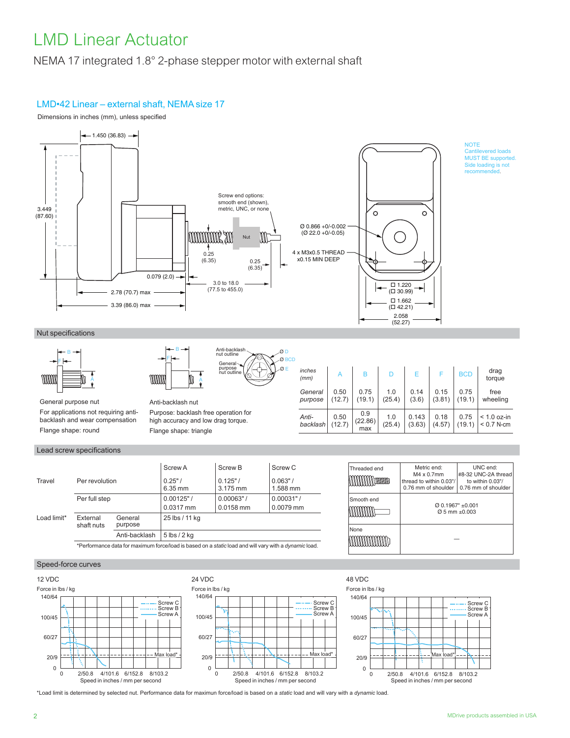# LMD Linear Actuator

NEMA 17 integrated 1.8° 2-phase stepper motor with external shaft

## LMD•42 Linear – external shaft, NEMA size 17

Dimensions in inches (mm), unless specified

1.450 (36.83)

3.449 (87.60)

Screw end options: smooth end (shown), metric, UNC, or none

Nut

0.25 (6.35)

0.25 (6.35)

0.079 (2.0)

3.0 to 18.0 (77.5 to 455.0)

2.78 (70.7) max

3.39 (86.0) max

Ø 0.866 +0/-0.002 (Ø 22.0 +0/-0.05)

4 x M3x0.5 THREAD x0.15 MIN DEEP

☐ 1.220 (☐ 30.99)

☐ 1.662 (☐ 42.21)

2.058 (52.27)

NOTE Cantilevered loads MUST BE supported. Side loading is not recommended.

### Nut specifications

General purpose nut

For applications not requiring anti-backlash and wear compensation

Flange shape: round

Anti-backlash nut

Purpose: backlash free operation for high accuracy and low drag torque.

Flange shape: triangle

Anti-backlash nut outline · General purpose nut outline

| *inches (mm)* | A | B | D | E | F | BCD | drag torque |
|---|---|---|---|---|---|---|---|
| *General purpose* | 0.50 (12.7) | 0.75 (19.1) | 1.0 (25.4) | 0.14 (3.6) | 0.15 (3.81) | 0.75 (19.1) | free wheeling |
| *Anti-backlash* | 0.50 (12.7) | 0.9 (22.86) max | 1.0 (25.4) | 0.143 (3.63) | 0.18 (4.57) | 0.75 (19.1) | < 1.0 oz-in < 0.7 N-cm |

### Lead screw specifications

| | | | Screw A | Screw B | Screw C |
|---|---|---|---|---|---|
| Travel | Per revolution | | 0.25" / 6.35 mm | 0.125" / 3.175 mm | 0.063" / 1.588 mm |
| | Per full step | | 0.00125" / 0.0317 mm | 0.00063" / 0.0158 mm | 0.00031" / 0.0079 mm |
| Load limit* | External shaft nuts | General purpose | 25 lbs / 11 kg | | |
| | | Anti-backlash | 5 lbs / 2 kg | | |

*Performance data for maximum force/load is based on a *static* load and will vary with a *dynamic* load.

| Threaded end | Metric end: M4 x 0.7mm thread to within 0.03"/ 0.76 mm of shoulder | UNC end: #8-32 UNC-2A thread to within 0.03"/ 0.76 mm of shoulder |
|---|---|---|
| Smooth end | Ø 0.1967" ±0.001 Ø 5 mm ±0.003 | |
| None | — | |

### Speed-force curves

12 VDC · 24 VDC · 48 VDC

Force in lbs / kg (0, 20/9, 60/27, 100/45, 140/64); Speed in inches / mm per second (0, 2/50.8, 4/101.6, 6/152.8, 8/103.2); Screw C, Screw B, Screw A, Max load*

*Load limit is determined by selected nut. Performance data for maximun force/load is based on a *static* load and will vary with a *dynamic* load.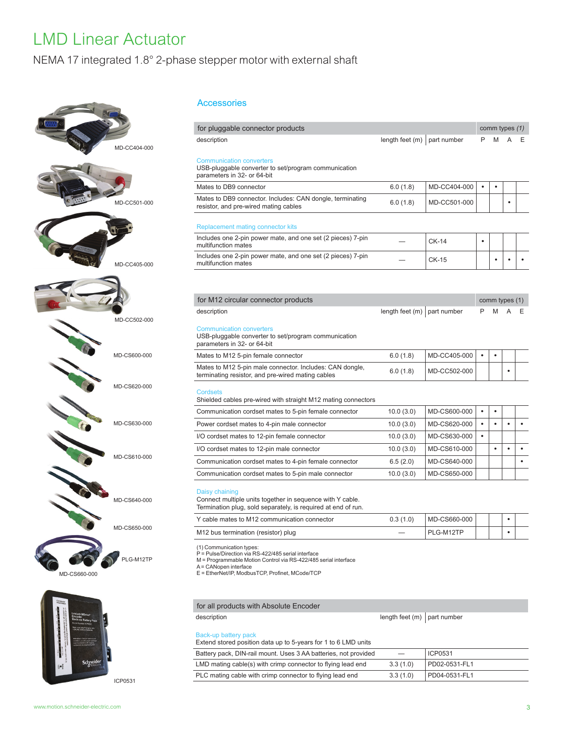# LMD Linear Actuator

NEMA 17 integrated 1.8° 2-phase stepper motor with external shaft

MD-CC404-000

MD-CC501-000

MD-CC405-000

MD-CC502-000

MD-CS600-000

MD-CS620-000

MD-CS630-000

MD-CS610-000

MD-CS640-000

MD-CS650-000

PLG-M12TP

MD-CS660-000

ICP0531

## Accessories

| for pluggable connector products | | | comm types (1) | | | |
|---|---|---|---|---|---|---|
| description | length feet (m) | part number | P | M | A | E |
| **Communication converters** USB-pluggable converter to set/program communication parameters in 32- or 64-bit | | | | | | |
| Mates to DB9 connector | 6.0 (1.8) | MD-CC404-000 | • | • | | |
| Mates to DB9 connector. Includes: CAN dongle, terminating resistor, and pre-wired mating cables | 6.0 (1.8) | MD-CC501-000 | | | • | |
| **Replacement mating connector kits** | | | | | | |
| Includes one 2-pin power mate, and one set (2 pieces) 7-pin multifunction mates | — | CK-14 | • | | | |
| Includes one 2-pin power mate, and one set (2 pieces) 7-pin multifunction mates | — | CK-15 | | • | • | • |

| for M12 circular connector products | | | comm types (1) | | | |
|---|---|---|---|---|---|---|
| description | length feet (m) | part number | P | M | A | E |
| **Communication converters** USB-pluggable converter to set/program communication parameters in 32- or 64-bit | | | | | | |
| Mates to M12 5-pin female connector | 6.0 (1.8) | MD-CC405-000 | • | • | | |
| Mates to M12 5-pin male connector. Includes: CAN dongle, terminating resistor, and pre-wired mating cables | 6.0 (1.8) | MD-CC502-000 | | | • | |
| **Cordsets** Shielded cables pre-wired with straight M12 mating connectors | | | | | | |
| Communication cordset mates to 5-pin female connector | 10.0 (3.0) | MD-CS600-000 | • | • | | |
| Power cordset mates to 4-pin male connector | 10.0 (3.0) | MD-CS620-000 | • | • | • | • |
| I/O cordset mates to 12-pin female connector | 10.0 (3.0) | MD-CS630-000 | • | | | |
| I/O cordset mates to 12-pin male connector | 10.0 (3.0) | MD-CS610-000 | | • | • | • |
| Communication cordset mates to 4-pin female connector | 6.5 (2.0) | MD-CS640-000 | | | | • |
| Communication cordset mates to 5-pin male connector | 10.0 (3.0) | MD-CS650-000 | | | | |
| **Daisy chaining** Connect multiple units together in sequence with Y cable. Termination plug, sold separately, is required at end of run. | | | | | | |
| Y cable mates to M12 communication connector | 0.3 (1.0) | MD-CS660-000 | | | • | |
| M12 bus termination (resistor) plug | — | PLG-M12TP | | | • | |

(1) Communication types:
P = Pulse/Direction via RS-422/485 serial interface
M = Programmable Motion Control via RS-422/485 serial interface
A = CANopen interface
E = EtherNet/IP, ModbusTCP, Profinet, MCode/TCP

| for all products with Absolute Encoder | | |
|---|---|---|
| description | length feet (m) | part number |
| **Back-up battery pack** Extend stored position data up to 5-years for 1 to 6 LMD units | | |
| Battery pack, DIN-rail mount. Uses 3 AA batteries, not provided | — | ICP0531 |
| LMD mating cable(s) with crimp connector to flying lead end | 3.3 (1.0) | PD02-0531-FL1 |
| PLC mating cable with crimp connector to flying lead end | 3.3 (1.0) | PD04-0531-FL1 |

www.motion.schneider-electric.com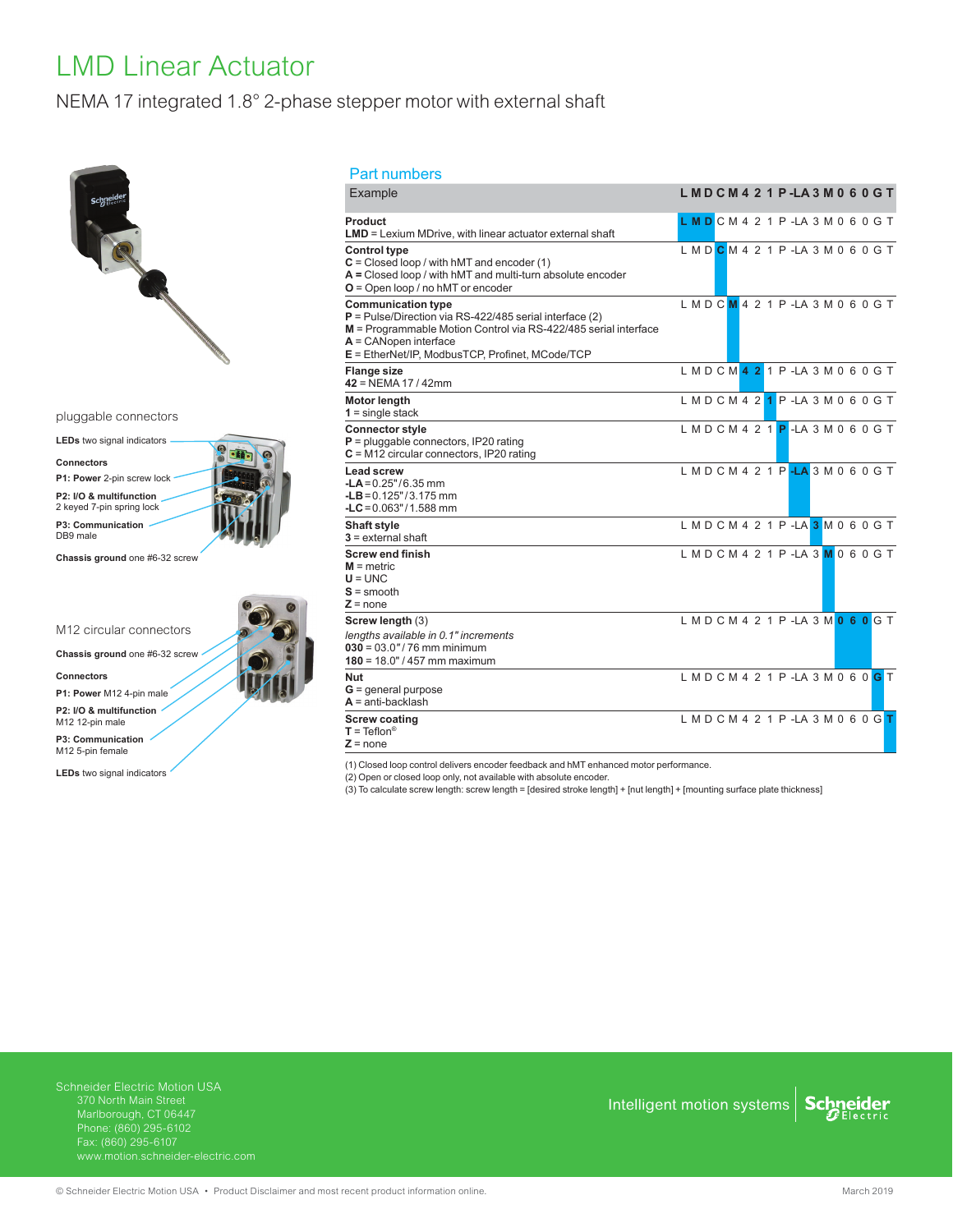# LMD Linear Actuator

NEMA 17 integrated 1.8° 2-phase stepper motor with external shaft

pluggable connectors

**LEDs** two signal indicators

**Connectors**

**P1: Power** 2-pin screw lock

**P2: I/O & multifunction**
2 keyed 7-pin spring lock

**P3: Communication**
DB9 male

**Chassis ground** one #6-32 screw

M12 circular connectors

**Chassis ground** one #6-32 screw

**Connectors**

**P1: Power** M12 4-pin male

**P2: I/O & multifunction**
M12 12-pin male

**P3: Communication**
M12 5-pin female

**LEDs** two signal indicators

## Part numbers

| Example | L M D C M 4 2 1 P -LA 3 M 0 6 0 G T |
|---|---|
| **Product**<br>**LMD** = Lexium MDrive, with linear actuator external shaft | **L M D** C M 4 2 1 P -LA 3 M 0 6 0 G T |
| **Control type**<br>**C** = Closed loop / with hMT and encoder (1)<br>**A** = Closed loop / with hMT and multi-turn absolute encoder<br>**O** = Open loop / no hMT or encoder | L M D **C** M 4 2 1 P -LA 3 M 0 6 0 G T |
| **Communication type**<br>**P** = Pulse/Direction via RS-422/485 serial interface (2)<br>**M** = Programmable Motion Control via RS-422/485 serial interface<br>**A** = CANopen interface<br>**E** = EtherNet/IP, ModbusTCP, Profinet, MCode/TCP | L M D C **M** 4 2 1 P -LA 3 M 0 6 0 G T |
| **Flange size**<br>**42** = NEMA 17 / 42mm | L M D C M **4 2** 1 P -LA 3 M 0 6 0 G T |
| **Motor length**<br>**1** = single stack | L M D C M 4 2 **1** P -LA 3 M 0 6 0 G T |
| **Connector style**<br>**P** = pluggable connectors, IP20 rating<br>**C** = M12 circular connectors, IP20 rating | L M D C M 4 2 1 **P** -LA 3 M 0 6 0 G T |
| **Lead screw**<br>**-LA** = 0.25" / 6.35 mm<br>**-LB** = 0.125" / 3.175 mm<br>**-LC** = 0.063" / 1.588 mm | L M D C M 4 2 1 P **-LA** 3 M 0 6 0 G T |
| **Shaft style**<br>**3** = external shaft | L M D C M 4 2 1 P -LA **3** M 0 6 0 G T |
| **Screw end finish**<br>**M** = metric<br>**U** = UNC<br>**S** = smooth<br>**Z** = none | L M D C M 4 2 1 P -LA 3 **M** 0 6 0 G T |
| **Screw length** (3)<br>*lengths available in 0.1" increments*<br>**030** = 03.0" / 76 mm minimum<br>**180** = 18.0" / 457 mm maximum | L M D C M 4 2 1 P -LA 3 M **0 6 0** G T |
| **Nut**<br>**G** = general purpose<br>**A** = anti-backlash | L M D C M 4 2 1 P -LA 3 M 0 6 0 **G** T |
| **Screw coating**<br>**T** = Teflon®<br>**Z** = none | L M D C M 4 2 1 P -LA 3 M 0 6 0 G **T** |

(1) Closed loop control delivers encoder feedback and hMT enhanced motor performance.
(2) Open or closed loop only, not available with absolute encoder.
(3) To calculate screw length: screw length = [desired stroke length] + [nut length] + [mounting surface plate thickness]

Schneider Electric Motion USA
370 North Main Street
Marlborough, CT 06447
Phone: (860) 295-6102
Fax: (860) 295-6107
www.motion.schneider-electric.com

Intelligent motion systems | Schneider Electric

© Schneider Electric Motion USA • Product Disclaimer and most recent product information online. March 2019